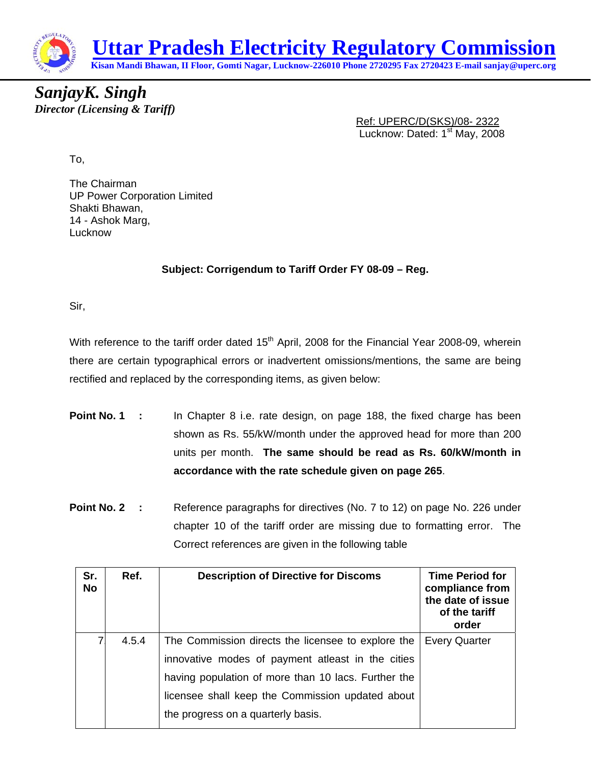# Uttar Pradesh Electricity Regulatory Commission

**Kisan Mandi Bhawan, II Floor, Gomti Nagar, Lucknow-226010 Phone 2720295 Fax 2720423 E-mail sanjay@uperc.org**

***SanjayK. Singh***
***Director (Licensing & Tariff)***

Ref: UPERC/D(SKS)/08- 2322
Lucknow: Dated: 1st May, 2008

To,

The Chairman
UP Power Corporation Limited
Shakti Bhawan,
14 - Ashok Marg,
Lucknow

**Subject: Corrigendum to Tariff Order FY 08-09 – Reg.**

Sir,

With reference to the tariff order dated 15th April, 2008 for the Financial Year 2008-09, wherein there are certain typographical errors or inadvertent omissions/mentions, the same are being rectified and replaced by the corresponding items, as given below:

**Point No. 1 :** In Chapter 8 i.e. rate design, on page 188, the fixed charge has been shown as Rs. 55/kW/month under the approved head for more than 200 units per month. **The same should be read as Rs. 60/kW/month in accordance with the rate schedule given on page 265**.

**Point No. 2 :** Reference paragraphs for directives (No. 7 to 12) on page No. 226 under chapter 10 of the tariff order are missing due to formatting error. The Correct references are given in the following table

| Sr. No | Ref. | Description of Directive for Discoms | Time Period for compliance from the date of issue of the tariff order |
|---|---|---|---|
| 7 | 4.5.4 | The Commission directs the licensee to explore the innovative modes of payment atleast in the cities having population of more than 10 lacs. Further the licensee shall keep the Commission updated about the progress on a quarterly basis. | Every Quarter |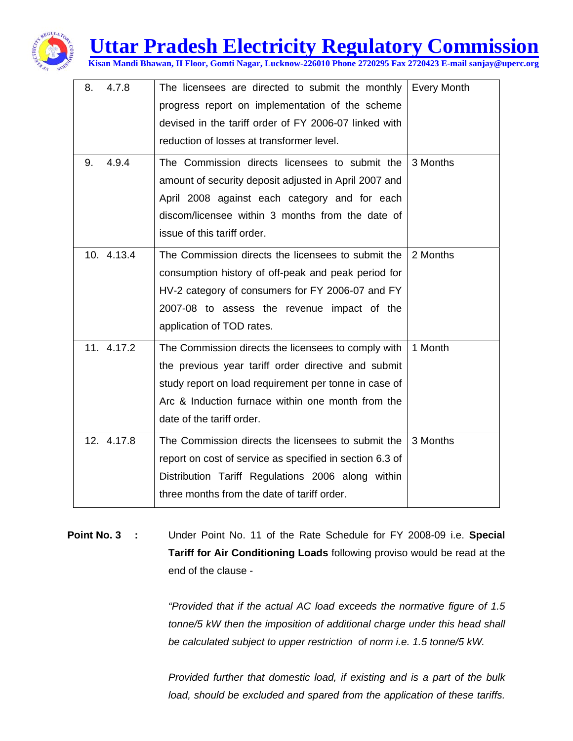| 8. | 4.7.8 | The licensees are directed to submit the monthly progress report on implementation of the scheme devised in the tariff order of FY 2006-07 linked with reduction of losses at transformer level. | Every Month |
|---|---|---|---|
| 9. | 4.9.4 | The Commission directs licensees to submit the amount of security deposit adjusted in April 2007 and April 2008 against each category and for each discom/licensee within 3 months from the date of issue of this tariff order. | 3 Months |
| 10. | 4.13.4 | The Commission directs the licensees to submit the consumption history of off-peak and peak period for HV-2 category of consumers for FY 2006-07 and FY 2007-08 to assess the revenue impact of the application of TOD rates. | 2 Months |
| 11. | 4.17.2 | The Commission directs the licensees to comply with the previous year tariff order directive and submit study report on load requirement per tonne in case of Arc & Induction furnace within one month from the date of the tariff order. | 1 Month |
| 12. | 4.17.8 | The Commission directs the licensees to submit the report on cost of service as specified in section 6.3 of Distribution Tariff Regulations 2006 along within three months from the date of tariff order. | 3 Months |

**Point No. 3 :** Under Point No. 11 of the Rate Schedule for FY 2008-09 i.e. **Special Tariff for Air Conditioning Loads** following proviso would be read at the end of the clause -

*"Provided that if the actual AC load exceeds the normative figure of 1.5 tonne/5 kW then the imposition of additional charge under this head shall be calculated subject to upper restriction of norm i.e. 1.5 tonne/5 kW.*

*Provided further that domestic load, if existing and is a part of the bulk load, should be excluded and spared from the application of these tariffs.*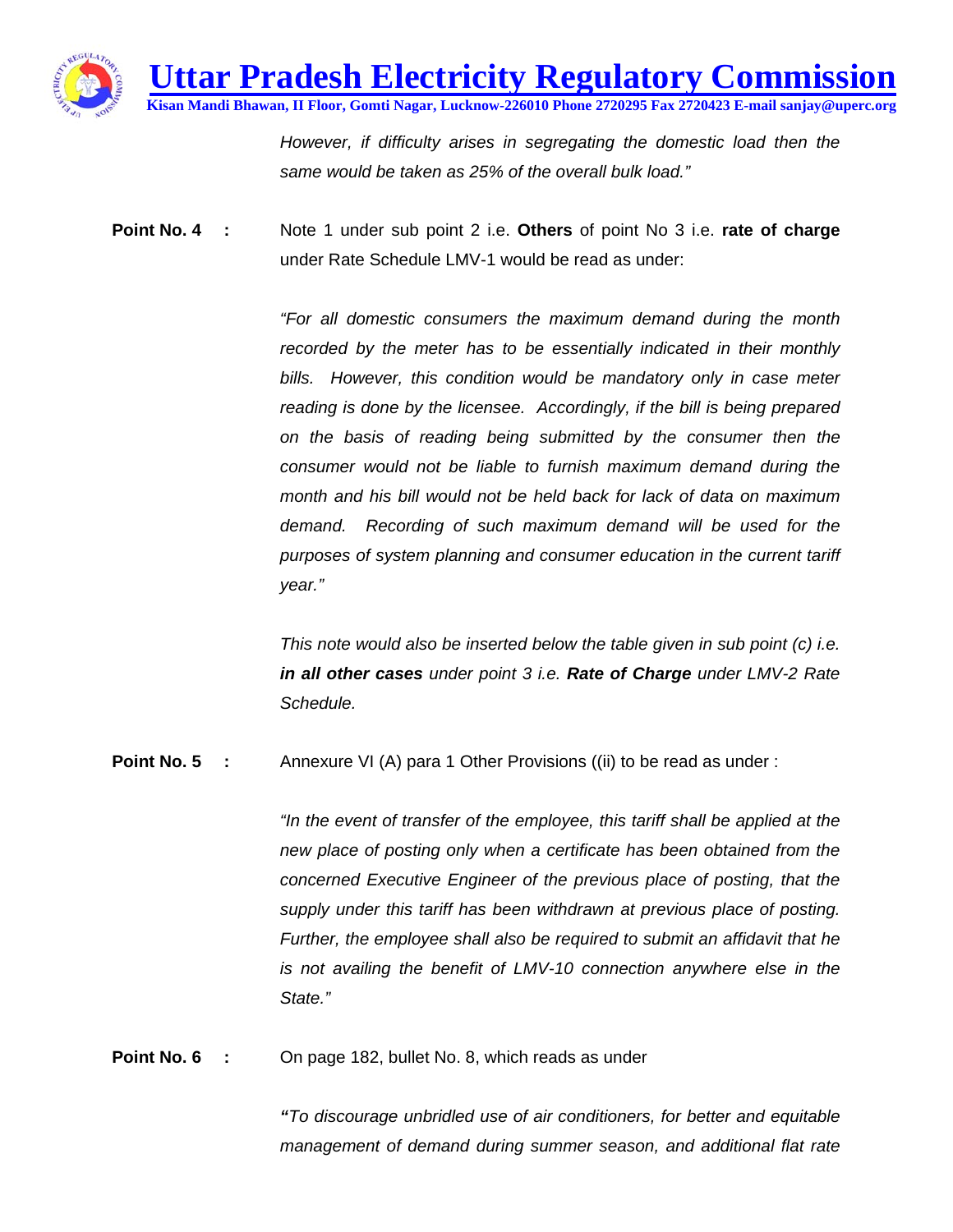*However, if difficulty arises in segregating the domestic load then the same would be taken as 25% of the overall bulk load."*

**Point No. 4 :** Note 1 under sub point 2 i.e. **Others** of point No 3 i.e. **rate of charge** under Rate Schedule LMV-1 would be read as under:

*"For all domestic consumers the maximum demand during the month recorded by the meter has to be essentially indicated in their monthly bills. However, this condition would be mandatory only in case meter reading is done by the licensee. Accordingly, if the bill is being prepared on the basis of reading being submitted by the consumer then the consumer would not be liable to furnish maximum demand during the month and his bill would not be held back for lack of data on maximum demand. Recording of such maximum demand will be used for the purposes of system planning and consumer education in the current tariff year."*

*This note would also be inserted below the table given in sub point (c) i.e.* ***in all other cases*** *under point 3 i.e.* ***Rate of Charge*** *under LMV-2 Rate Schedule.*

**Point No. 5 :** Annexure VI (A) para 1 Other Provisions ((ii) to be read as under :

*"In the event of transfer of the employee, this tariff shall be applied at the new place of posting only when a certificate has been obtained from the concerned Executive Engineer of the previous place of posting, that the supply under this tariff has been withdrawn at previous place of posting. Further, the employee shall also be required to submit an affidavit that he is not availing the benefit of LMV-10 connection anywhere else in the State."*

**Point No. 6 :** On page 182, bullet No. 8, which reads as under

***"****To discourage unbridled use of air conditioners, for better and equitable management of demand during summer season, and additional flat rate*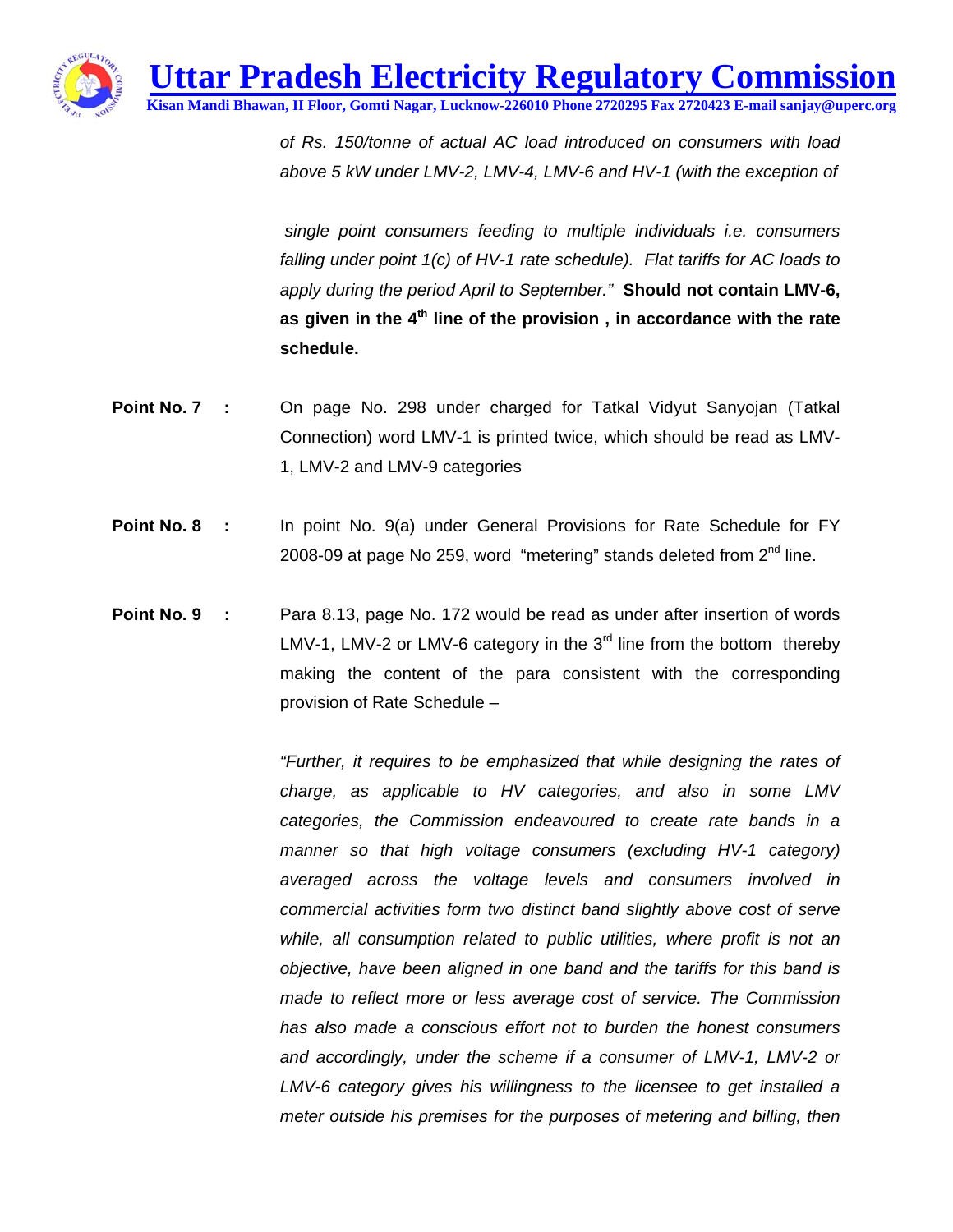*of Rs. 150/tonne of actual AC load introduced on consumers with load above 5 kW under LMV-2, LMV-4, LMV-6 and HV-1 (with the exception of*

*single point consumers feeding to multiple individuals i.e. consumers falling under point 1(c) of HV-1 rate schedule). Flat tariffs for AC loads to apply during the period April to September."* **Should not contain LMV-6, as given in the 4th line of the provision , in accordance with the rate schedule.**

**Point No. 7 :** On page No. 298 under charged for Tatkal Vidyut Sanyojan (Tatkal Connection) word LMV-1 is printed twice, which should be read as LMV-1, LMV-2 and LMV-9 categories

**Point No. 8 :** In point No. 9(a) under General Provisions for Rate Schedule for FY 2008-09 at page No 259, word "metering" stands deleted from 2nd line.

**Point No. 9 :** Para 8.13, page No. 172 would be read as under after insertion of words LMV-1, LMV-2 or LMV-6 category in the 3rd line from the bottom thereby making the content of the para consistent with the corresponding provision of Rate Schedule –

*"Further, it requires to be emphasized that while designing the rates of charge, as applicable to HV categories, and also in some LMV categories, the Commission endeavoured to create rate bands in a manner so that high voltage consumers (excluding HV-1 category) averaged across the voltage levels and consumers involved in commercial activities form two distinct band slightly above cost of serve while, all consumption related to public utilities, where profit is not an objective, have been aligned in one band and the tariffs for this band is made to reflect more or less average cost of service. The Commission has also made a conscious effort not to burden the honest consumers and accordingly, under the scheme if a consumer of LMV-1, LMV-2 or LMV-6 category gives his willingness to the licensee to get installed a meter outside his premises for the purposes of metering and billing, then*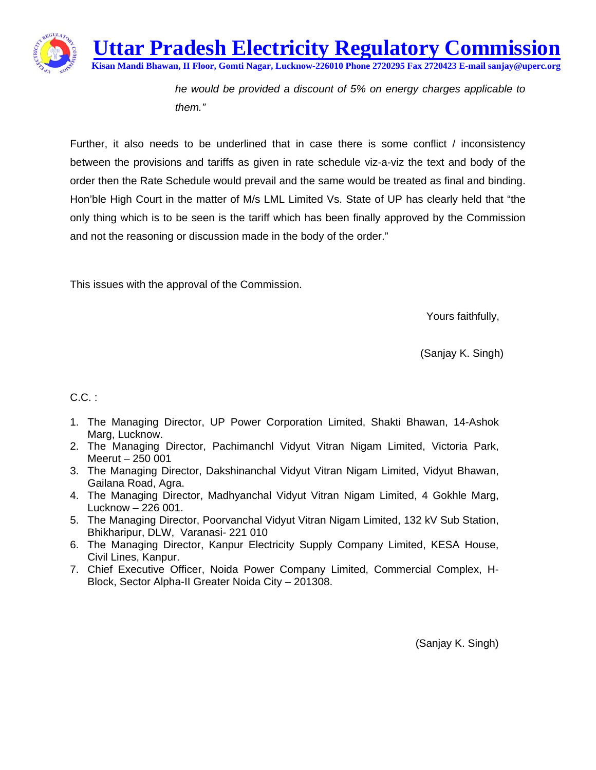*he would be provided a discount of 5% on energy charges applicable to them."*

Further, it also needs to be underlined that in case there is some conflict / inconsistency between the provisions and tariffs as given in rate schedule viz-a-viz the text and body of the order then the Rate Schedule would prevail and the same would be treated as final and binding. Hon'ble High Court in the matter of M/s LML Limited Vs. State of UP has clearly held that "the only thing which is to be seen is the tariff which has been finally approved by the Commission and not the reasoning or discussion made in the body of the order."

This issues with the approval of the Commission.

Yours faithfully,

(Sanjay K. Singh)

C.C. :

1. The Managing Director, UP Power Corporation Limited, Shakti Bhawan, 14-Ashok Marg, Lucknow.
2. The Managing Director, Pachimanchl Vidyut Vitran Nigam Limited, Victoria Park, Meerut – 250 001
3. The Managing Director, Dakshinanchal Vidyut Vitran Nigam Limited, Vidyut Bhawan, Gailana Road, Agra.
4. The Managing Director, Madhyanchal Vidyut Vitran Nigam Limited, 4 Gokhle Marg, Lucknow – 226 001.
5. The Managing Director, Poorvanchal Vidyut Vitran Nigam Limited, 132 kV Sub Station, Bhikharipur, DLW, Varanasi- 221 010
6. The Managing Director, Kanpur Electricity Supply Company Limited, KESA House, Civil Lines, Kanpur.
7. Chief Executive Officer, Noida Power Company Limited, Commercial Complex, H-Block, Sector Alpha-II Greater Noida City – 201308.

(Sanjay K. Singh)